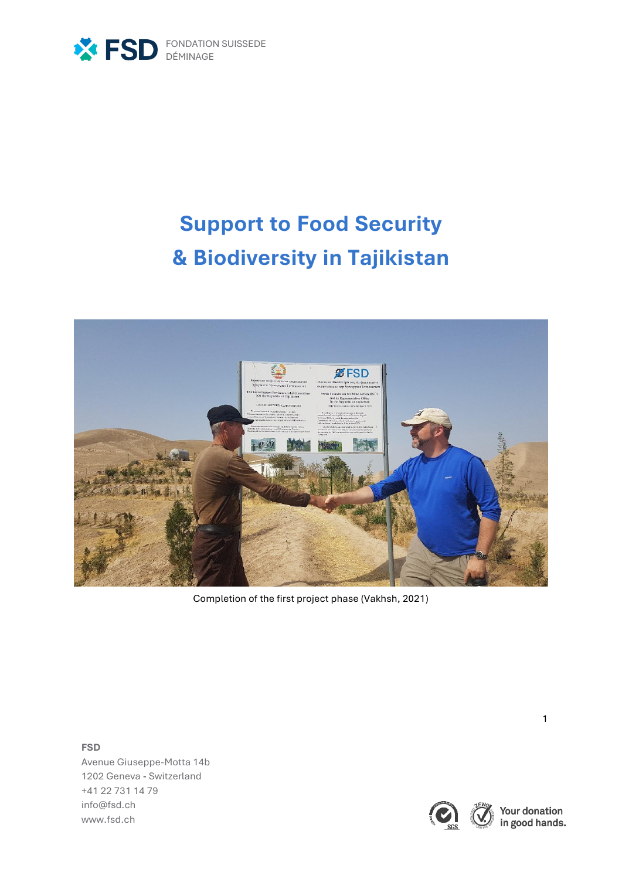FSD FONDATION SUISSEDE DÉMINAGE

# Support to Food Security & Biodiversity in Tajikistan

Completion of the first project phase (Vakhsh, 2021)

**FSD**
Avenue Giuseppe-Motta 14b
1202 Geneva - Switzerland
+41 22 731 14 79
info@fsd.ch
www.fsd.ch

Your donation in good hands.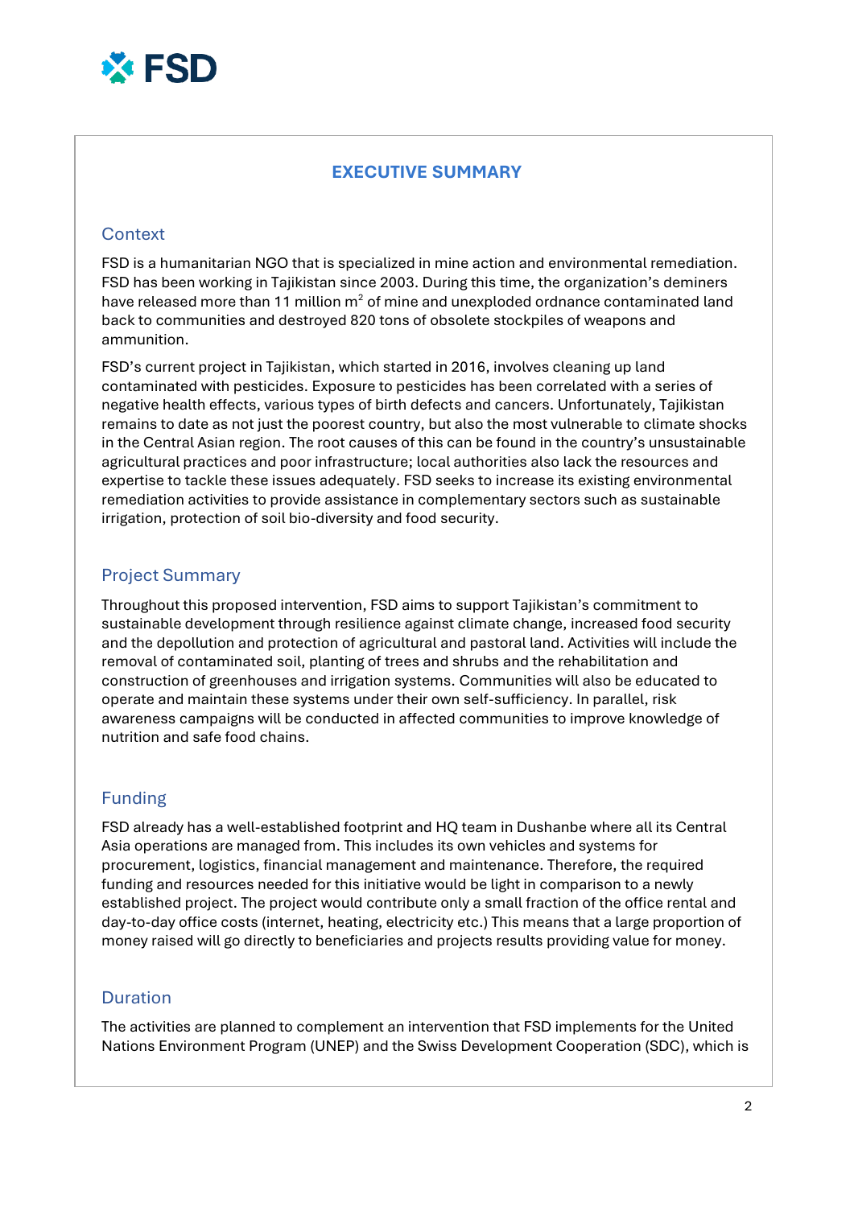## EXECUTIVE SUMMARY

### Context

FSD is a humanitarian NGO that is specialized in mine action and environmental remediation. FSD has been working in Tajikistan since 2003. During this time, the organization's deminers have released more than 11 million $m^2$ of mine and unexploded ordnance contaminated land back to communities and destroyed 820 tons of obsolete stockpiles of weapons and ammunition.

FSD's current project in Tajikistan, which started in 2016, involves cleaning up land contaminated with pesticides. Exposure to pesticides has been correlated with a series of negative health effects, various types of birth defects and cancers. Unfortunately, Tajikistan remains to date as not just the poorest country, but also the most vulnerable to climate shocks in the Central Asian region. The root causes of this can be found in the country's unsustainable agricultural practices and poor infrastructure; local authorities also lack the resources and expertise to tackle these issues adequately. FSD seeks to increase its existing environmental remediation activities to provide assistance in complementary sectors such as sustainable irrigation, protection of soil bio-diversity and food security.

### Project Summary

Throughout this proposed intervention, FSD aims to support Tajikistan's commitment to sustainable development through resilience against climate change, increased food security and the depollution and protection of agricultural and pastoral land. Activities will include the removal of contaminated soil, planting of trees and shrubs and the rehabilitation and construction of greenhouses and irrigation systems. Communities will also be educated to operate and maintain these systems under their own self-sufficiency. In parallel, risk awareness campaigns will be conducted in affected communities to improve knowledge of nutrition and safe food chains.

### Funding

FSD already has a well-established footprint and HQ team in Dushanbe where all its Central Asia operations are managed from. This includes its own vehicles and systems for procurement, logistics, financial management and maintenance. Therefore, the required funding and resources needed for this initiative would be light in comparison to a newly established project. The project would contribute only a small fraction of the office rental and day-to-day office costs (internet, heating, electricity etc.) This means that a large proportion of money raised will go directly to beneficiaries and projects results providing value for money.

### Duration

The activities are planned to complement an intervention that FSD implements for the United Nations Environment Program (UNEP) and the Swiss Development Cooperation (SDC), which is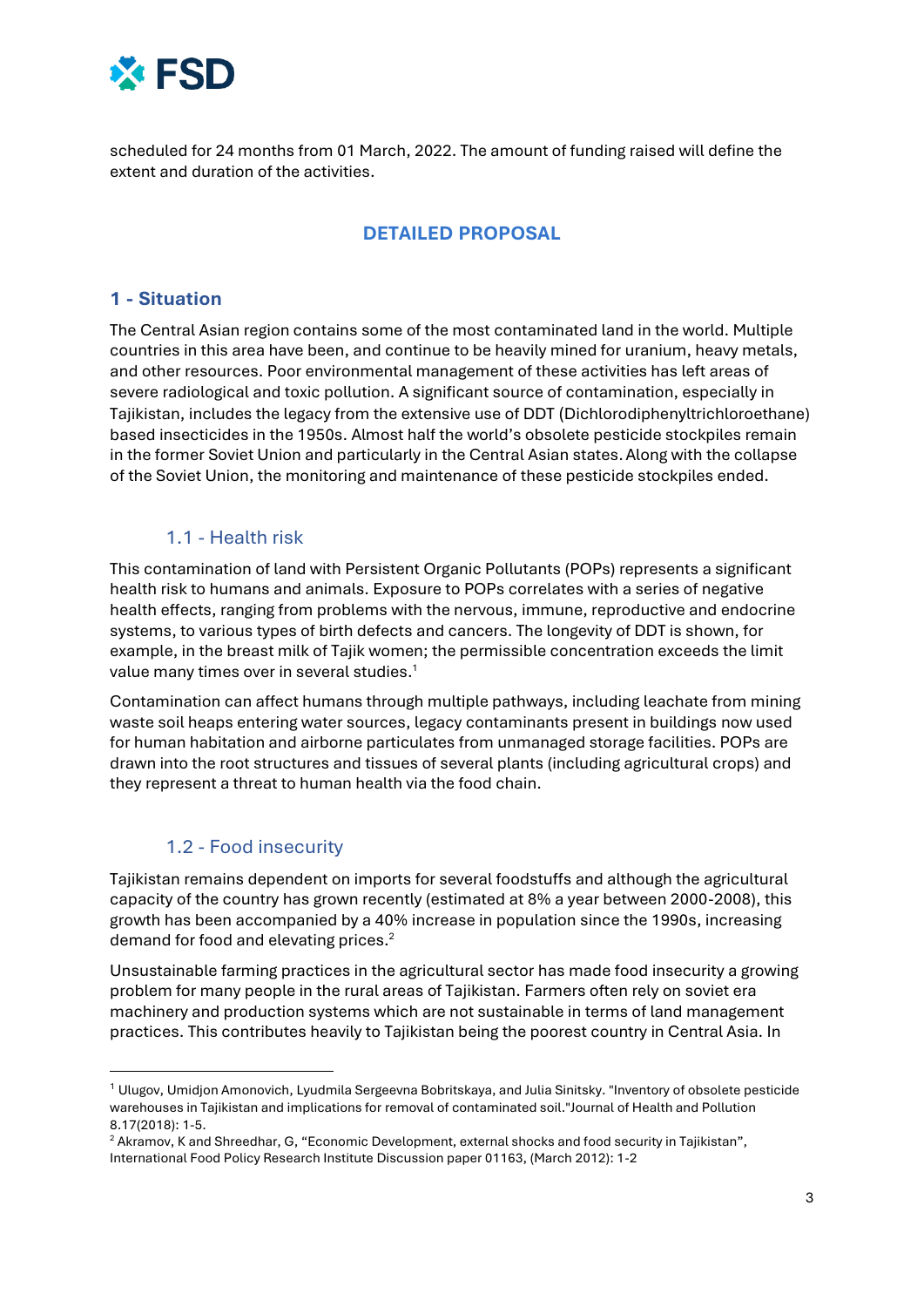scheduled for 24 months from 01 March, 2022. The amount of funding raised will define the extent and duration of the activities.

## DETAILED PROPOSAL

## 1 - Situation

The Central Asian region contains some of the most contaminated land in the world. Multiple countries in this area have been, and continue to be heavily mined for uranium, heavy metals, and other resources. Poor environmental management of these activities has left areas of severe radiological and toxic pollution. A significant source of contamination, especially in Tajikistan, includes the legacy from the extensive use of DDT (Dichlorodiphenyltrichloroethane) based insecticides in the 1950s. Almost half the world's obsolete pesticide stockpiles remain in the former Soviet Union and particularly in the Central Asian states. Along with the collapse of the Soviet Union, the monitoring and maintenance of these pesticide stockpiles ended.

### 1.1 - Health risk

This contamination of land with Persistent Organic Pollutants (POPs) represents a significant health risk to humans and animals. Exposure to POPs correlates with a series of negative health effects, ranging from problems with the nervous, immune, reproductive and endocrine systems, to various types of birth defects and cancers. The longevity of DDT is shown, for example, in the breast milk of Tajik women; the permissible concentration exceeds the limit value many times over in several studies.[1]

Contamination can affect humans through multiple pathways, including leachate from mining waste soil heaps entering water sources, legacy contaminants present in buildings now used for human habitation and airborne particulates from unmanaged storage facilities. POPs are drawn into the root structures and tissues of several plants (including agricultural crops) and they represent a threat to human health via the food chain.

### 1.2 - Food insecurity

Tajikistan remains dependent on imports for several foodstuffs and although the agricultural capacity of the country has grown recently (estimated at 8% a year between 2000-2008), this growth has been accompanied by a 40% increase in population since the 1990s, increasing demand for food and elevating prices.[2]

Unsustainable farming practices in the agricultural sector has made food insecurity a growing problem for many people in the rural areas of Tajikistan. Farmers often rely on soviet era machinery and production systems which are not sustainable in terms of land management practices. This contributes heavily to Tajikistan being the poorest country in Central Asia. In

---

[1] Ulugov, Umidjon Amonovich, Lyudmila Sergeevna Bobritskaya, and Julia Sinitsky. "Inventory of obsolete pesticide warehouses in Tajikistan and implications for removal of contaminated soil."Journal of Health and Pollution 8.17(2018): 1-5.

[2] Akramov, K and Shreedhar, G, "Economic Development, external shocks and food security in Tajikistan", International Food Policy Research Institute Discussion paper 01163, (March 2012): 1-2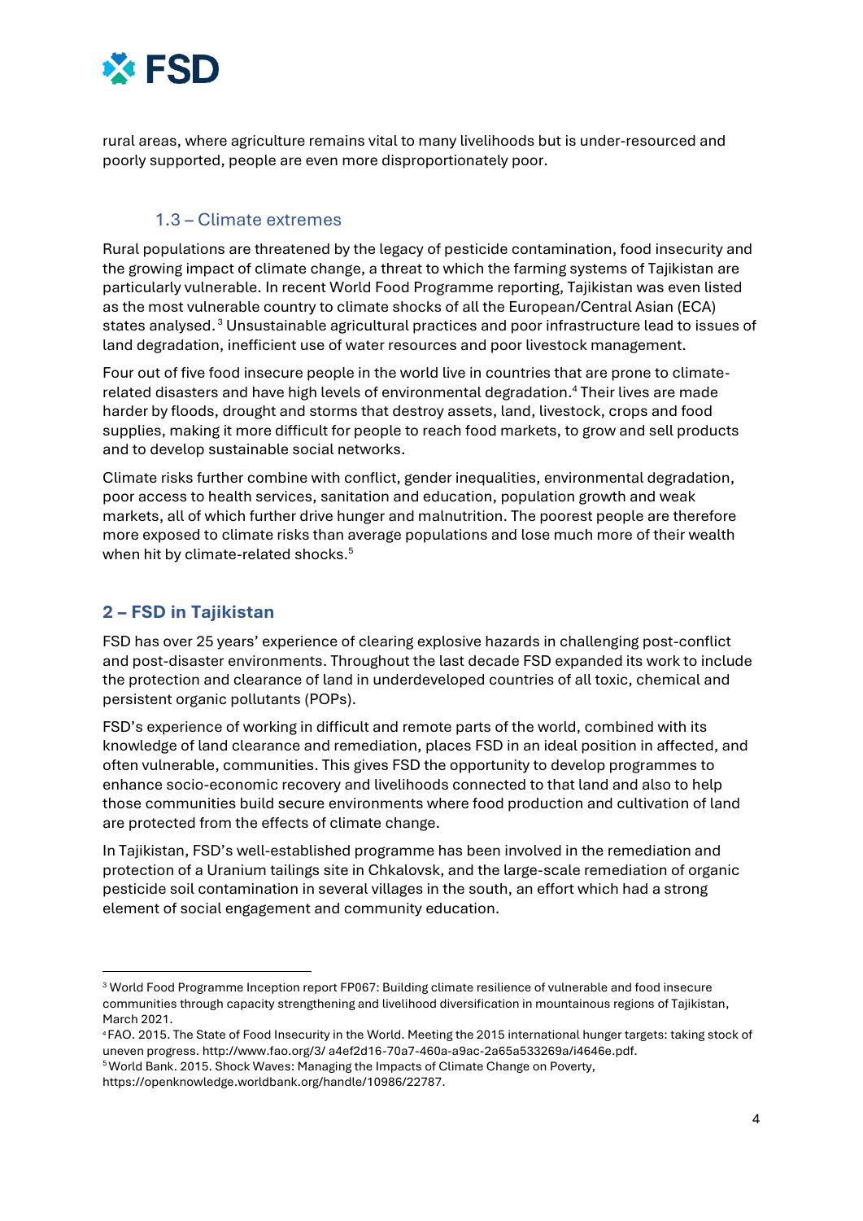rural areas, where agriculture remains vital to many livelihoods but is under-resourced and poorly supported, people are even more disproportionately poor.

### 1.3 – Climate extremes

Rural populations are threatened by the legacy of pesticide contamination, food insecurity and the growing impact of climate change, a threat to which the farming systems of Tajikistan are particularly vulnerable. In recent World Food Programme reporting, Tajikistan was even listed as the most vulnerable country to climate shocks of all the European/Central Asian (ECA) states analysed.[3] Unsustainable agricultural practices and poor infrastructure lead to issues of land degradation, inefficient use of water resources and poor livestock management.

Four out of five food insecure people in the world live in countries that are prone to climate-related disasters and have high levels of environmental degradation.[4] Their lives are made harder by floods, drought and storms that destroy assets, land, livestock, crops and food supplies, making it more difficult for people to reach food markets, to grow and sell products and to develop sustainable social networks.

Climate risks further combine with conflict, gender inequalities, environmental degradation, poor access to health services, sanitation and education, population growth and weak markets, all of which further drive hunger and malnutrition. The poorest people are therefore more exposed to climate risks than average populations and lose much more of their wealth when hit by climate-related shocks.[5]

## 2 – FSD in Tajikistan

FSD has over 25 years' experience of clearing explosive hazards in challenging post-conflict and post-disaster environments. Throughout the last decade FSD expanded its work to include the protection and clearance of land in underdeveloped countries of all toxic, chemical and persistent organic pollutants (POPs).

FSD's experience of working in difficult and remote parts of the world, combined with its knowledge of land clearance and remediation, places FSD in an ideal position in affected, and often vulnerable, communities. This gives FSD the opportunity to develop programmes to enhance socio-economic recovery and livelihoods connected to that land and also to help those communities build secure environments where food production and cultivation of land are protected from the effects of climate change.

In Tajikistan, FSD's well-established programme has been involved in the remediation and protection of a Uranium tailings site in Chkalovsk, and the large-scale remediation of organic pesticide soil contamination in several villages in the south, an effort which had a strong element of social engagement and community education.

---

[3] World Food Programme Inception report FP067: Building climate resilience of vulnerable and food insecure communities through capacity strengthening and livelihood diversification in mountainous regions of Tajikistan, March 2021.

[4] FAO. 2015. The State of Food Insecurity in the World. Meeting the 2015 international hunger targets: taking stock of uneven progress. http://www.fao.org/3/ a4ef2d16-70a7-460a-a9ac-2a65a533269a/i4646e.pdf.

[5] World Bank. 2015. Shock Waves: Managing the Impacts of Climate Change on Poverty, https://openknowledge.worldbank.org/handle/10986/22787.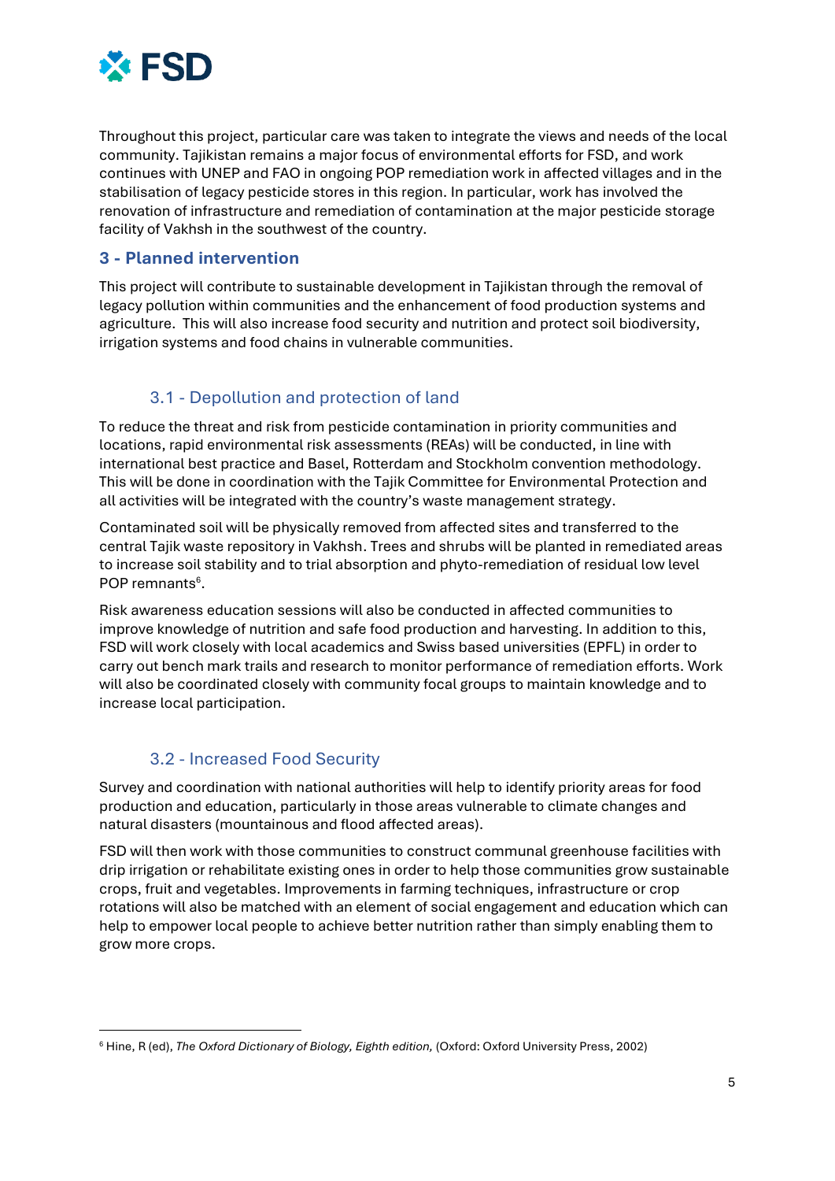Throughout this project, particular care was taken to integrate the views and needs of the local community. Tajikistan remains a major focus of environmental efforts for FSD, and work continues with UNEP and FAO in ongoing POP remediation work in affected villages and in the stabilisation of legacy pesticide stores in this region. In particular, work has involved the renovation of infrastructure and remediation of contamination at the major pesticide storage facility of Vakhsh in the southwest of the country.

## 3 - Planned intervention

This project will contribute to sustainable development in Tajikistan through the removal of legacy pollution within communities and the enhancement of food production systems and agriculture. This will also increase food security and nutrition and protect soil biodiversity, irrigation systems and food chains in vulnerable communities.

### 3.1 - Depollution and protection of land

To reduce the threat and risk from pesticide contamination in priority communities and locations, rapid environmental risk assessments (REAs) will be conducted, in line with international best practice and Basel, Rotterdam and Stockholm convention methodology. This will be done in coordination with the Tajik Committee for Environmental Protection and all activities will be integrated with the country's waste management strategy.

Contaminated soil will be physically removed from affected sites and transferred to the central Tajik waste repository in Vakhsh. Trees and shrubs will be planted in remediated areas to increase soil stability and to trial absorption and phyto-remediation of residual low level POP remnants[6].

Risk awareness education sessions will also be conducted in affected communities to improve knowledge of nutrition and safe food production and harvesting. In addition to this, FSD will work closely with local academics and Swiss based universities (EPFL) in order to carry out bench mark trails and research to monitor performance of remediation efforts. Work will also be coordinated closely with community focal groups to maintain knowledge and to increase local participation.

### 3.2 - Increased Food Security

Survey and coordination with national authorities will help to identify priority areas for food production and education, particularly in those areas vulnerable to climate changes and natural disasters (mountainous and flood affected areas).

FSD will then work with those communities to construct communal greenhouse facilities with drip irrigation or rehabilitate existing ones in order to help those communities grow sustainable crops, fruit and vegetables. Improvements in farming techniques, infrastructure or crop rotations will also be matched with an element of social engagement and education which can help to empower local people to achieve better nutrition rather than simply enabling them to grow more crops.

---

[6] Hine, R (ed), *The Oxford Dictionary of Biology, Eighth edition,* (Oxford: Oxford University Press, 2002)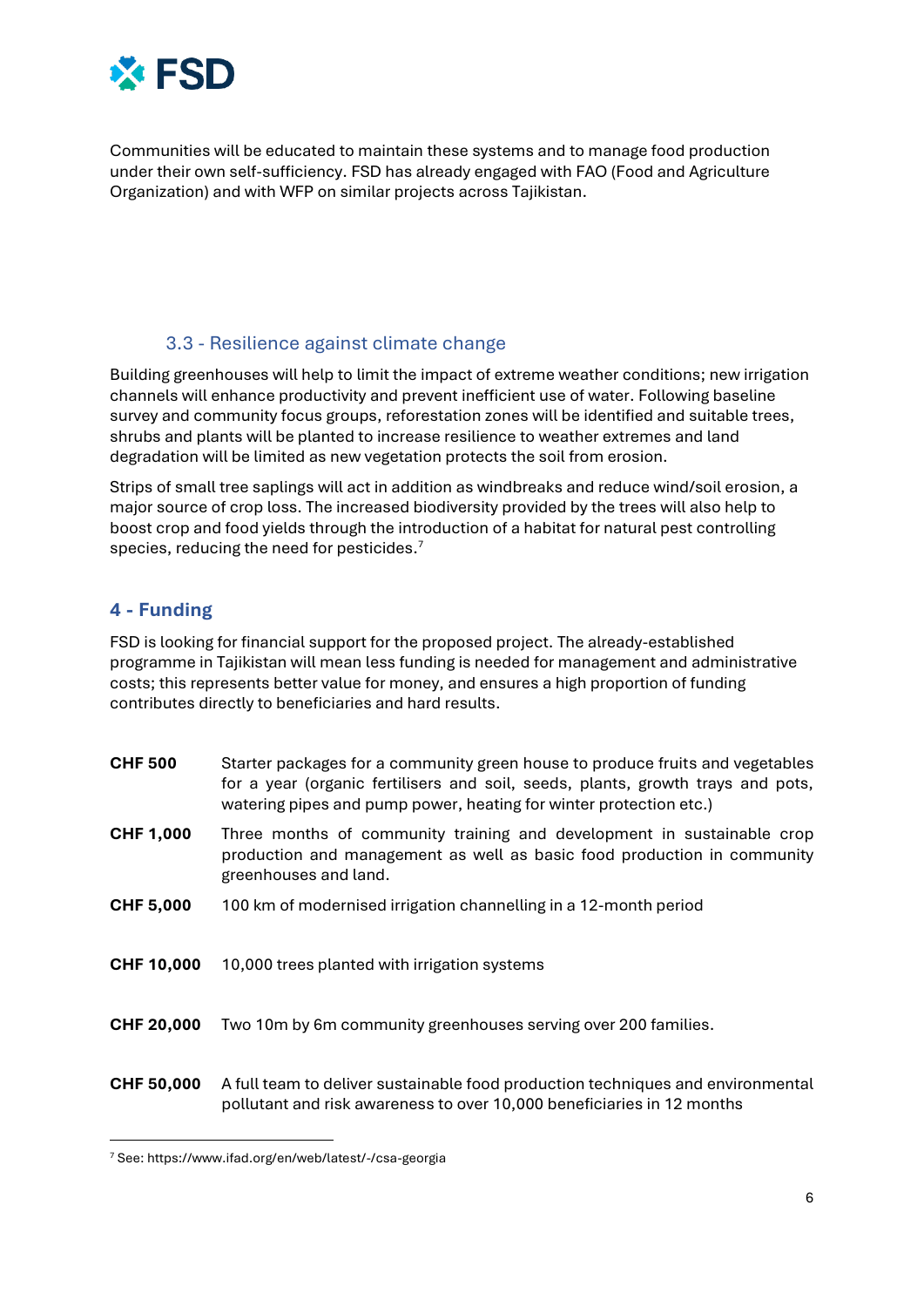Communities will be educated to maintain these systems and to manage food production under their own self-sufficiency. FSD has already engaged with FAO (Food and Agriculture Organization) and with WFP on similar projects across Tajikistan.

### 3.3 - Resilience against climate change

Building greenhouses will help to limit the impact of extreme weather conditions; new irrigation channels will enhance productivity and prevent inefficient use of water. Following baseline survey and community focus groups, reforestation zones will be identified and suitable trees, shrubs and plants will be planted to increase resilience to weather extremes and land degradation will be limited as new vegetation protects the soil from erosion.

Strips of small tree saplings will act in addition as windbreaks and reduce wind/soil erosion, a major source of crop loss. The increased biodiversity provided by the trees will also help to boost crop and food yields through the introduction of a habitat for natural pest controlling species, reducing the need for pesticides.[7]

## 4 - Funding

FSD is looking for financial support for the proposed project. The already-established programme in Tajikistan will mean less funding is needed for management and administrative costs; this represents better value for money, and ensures a high proportion of funding contributes directly to beneficiaries and hard results.

| | |
|---|---|
| **CHF 500** | Starter packages for a community green house to produce fruits and vegetables for a year (organic fertilisers and soil, seeds, plants, growth trays and pots, watering pipes and pump power, heating for winter protection etc.) |
| **CHF 1,000** | Three months of community training and development in sustainable crop production and management as well as basic food production in community greenhouses and land. |
| **CHF 5,000** | 100 km of modernised irrigation channelling in a 12-month period |
| **CHF 10,000** | 10,000 trees planted with irrigation systems |
| **CHF 20,000** | Two 10m by 6m community greenhouses serving over 200 families. |
| **CHF 50,000** | A full team to deliver sustainable food production techniques and environmental pollutant and risk awareness to over 10,000 beneficiaries in 12 months |

[7] See: https://www.ifad.org/en/web/latest/-/csa-georgia